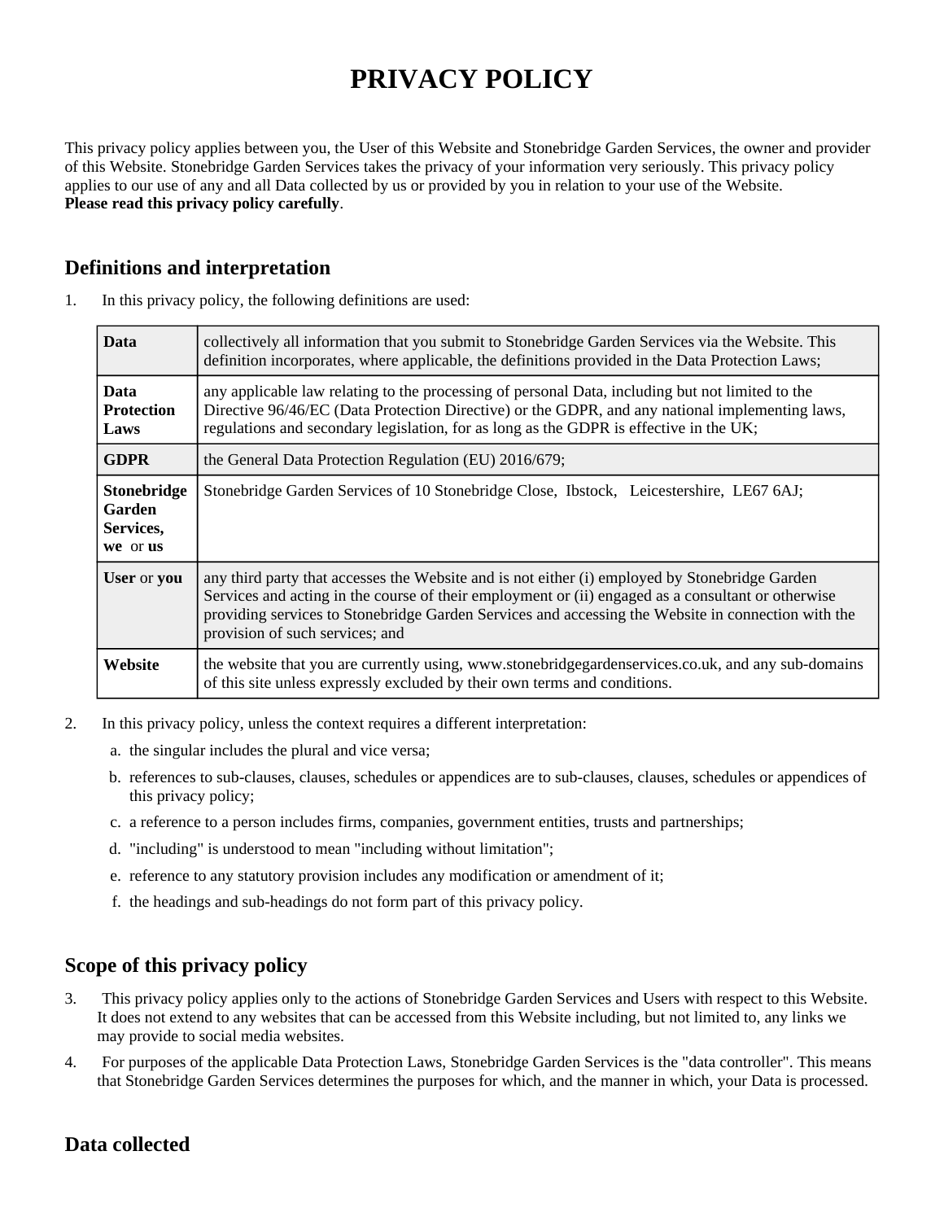# PRIVACY POLICY

This privacy policy applies between you, the User of this Website and Stonebridge Garden Services, the owner and provider of this Website. Stonebridge Garden Services takes the privacy of your information very seriously. This privacy policy applies to our use of any and all Data collected by us or provided by you in relation to your use of the Website.
**Please read this privacy policy carefully**.

## Definitions and interpretation

1. In this privacy policy, the following definitions are used:

| | |
|---|---|
| **Data** | collectively all information that you submit to Stonebridge Garden Services via the Website. This definition incorporates, where applicable, the definitions provided in the Data Protection Laws; |
| **Data Protection Laws** | any applicable law relating to the processing of personal Data, including but not limited to the Directive 96/46/EC (Data Protection Directive) or the GDPR, and any national implementing laws, regulations and secondary legislation, for as long as the GDPR is effective in the UK; |
| **GDPR** | the General Data Protection Regulation (EU) 2016/679; |
| **Stonebridge Garden Services, we** or **us** | Stonebridge Garden Services of 10 Stonebridge Close, Ibstock, Leicestershire, LE67 6AJ; |
| **User** or **you** | any third party that accesses the Website and is not either (i) employed by Stonebridge Garden Services and acting in the course of their employment or (ii) engaged as a consultant or otherwise providing services to Stonebridge Garden Services and accessing the Website in connection with the provision of such services; and |
| **Website** | the website that you are currently using, www.stonebridgegardenservices.co.uk, and any sub-domains of this site unless expressly excluded by their own terms and conditions. |

2. In this privacy policy, unless the context requires a different interpretation:
   a. the singular includes the plural and vice versa;
   b. references to sub-clauses, clauses, schedules or appendices are to sub-clauses, clauses, schedules or appendices of this privacy policy;
   c. a reference to a person includes firms, companies, government entities, trusts and partnerships;
   d. "including" is understood to mean "including without limitation";
   e. reference to any statutory provision includes any modification or amendment of it;
   f. the headings and sub-headings do not form part of this privacy policy.

## Scope of this privacy policy

3. This privacy policy applies only to the actions of Stonebridge Garden Services and Users with respect to this Website. It does not extend to any websites that can be accessed from this Website including, but not limited to, any links we may provide to social media websites.
4. For purposes of the applicable Data Protection Laws, Stonebridge Garden Services is the "data controller". This means that Stonebridge Garden Services determines the purposes for which, and the manner in which, your Data is processed.

## Data collected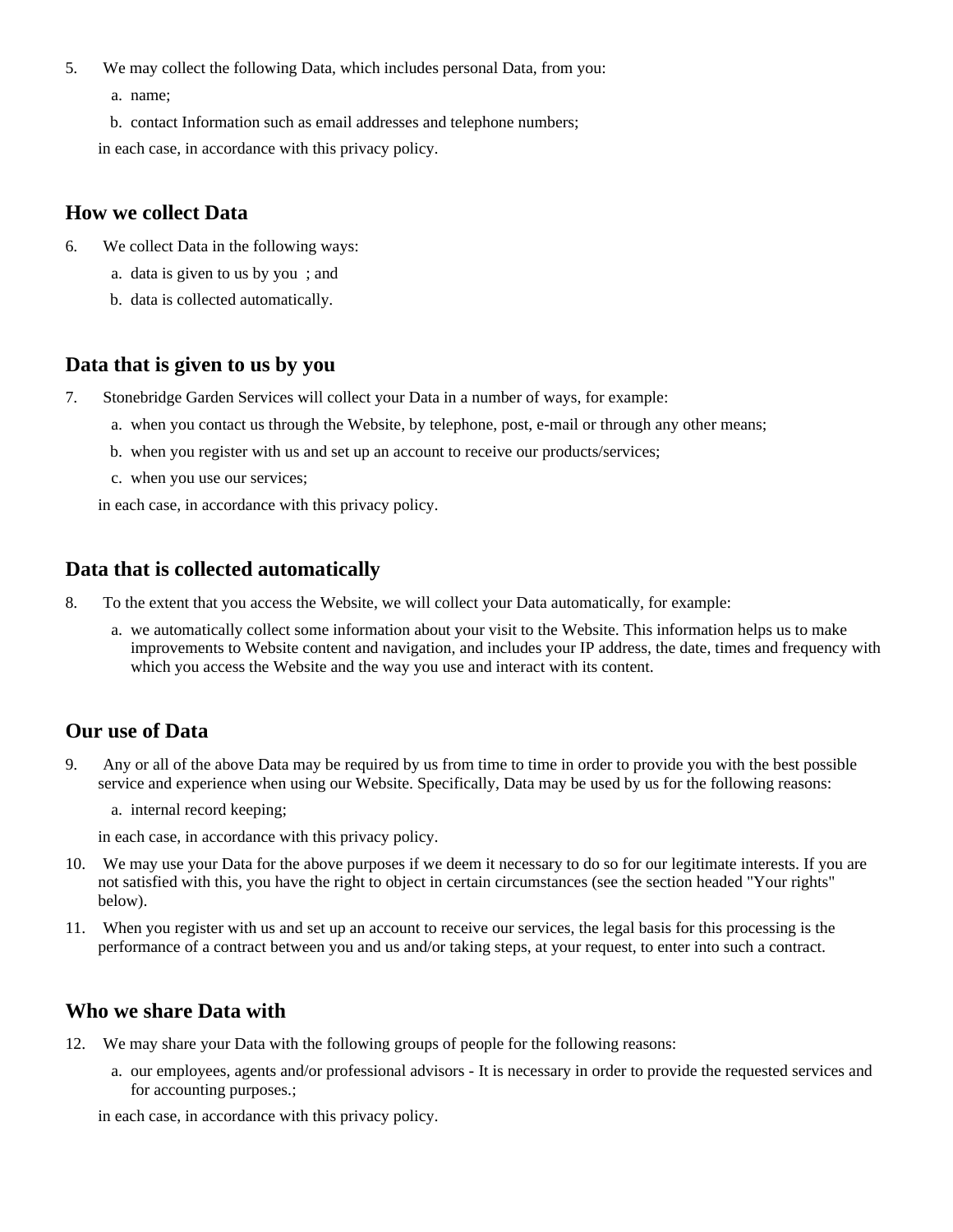5. We may collect the following Data, which includes personal Data, from you:

   a. name;

   b. contact Information such as email addresses and telephone numbers;

   in each case, in accordance with this privacy policy.

## How we collect Data

6. We collect Data in the following ways:

   a. data is given to us by you ; and

   b. data is collected automatically.

## Data that is given to us by you

7. Stonebridge Garden Services will collect your Data in a number of ways, for example:

   a. when you contact us through the Website, by telephone, post, e-mail or through any other means;

   b. when you register with us and set up an account to receive our products/services;

   c. when you use our services;

   in each case, in accordance with this privacy policy.

## Data that is collected automatically

8. To the extent that you access the Website, we will collect your Data automatically, for example:

   a. we automatically collect some information about your visit to the Website. This information helps us to make improvements to Website content and navigation, and includes your IP address, the date, times and frequency with which you access the Website and the way you use and interact with its content.

## Our use of Data

9. Any or all of the above Data may be required by us from time to time in order to provide you with the best possible service and experience when using our Website. Specifically, Data may be used by us for the following reasons:

   a. internal record keeping;

   in each case, in accordance with this privacy policy.

10. We may use your Data for the above purposes if we deem it necessary to do so for our legitimate interests. If you are not satisfied with this, you have the right to object in certain circumstances (see the section headed "Your rights" below).

11. When you register with us and set up an account to receive our services, the legal basis for this processing is the performance of a contract between you and us and/or taking steps, at your request, to enter into such a contract.

## Who we share Data with

12. We may share your Data with the following groups of people for the following reasons:

    a. our employees, agents and/or professional advisors - It is necessary in order to provide the requested services and for accounting purposes.;

    in each case, in accordance with this privacy policy.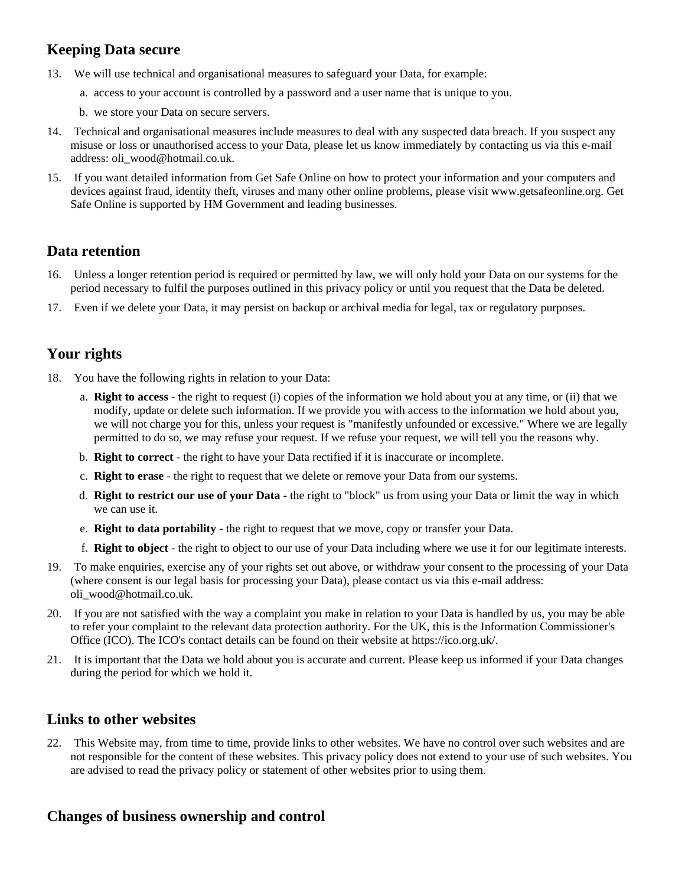## Keeping Data secure

13. We will use technical and organisational measures to safeguard your Data, for example:
    a. access to your account is controlled by a password and a user name that is unique to you.
    b. we store your Data on secure servers.
14. Technical and organisational measures include measures to deal with any suspected data breach. If you suspect any misuse or loss or unauthorised access to your Data, please let us know immediately by contacting us via this e-mail address: oli_wood@hotmail.co.uk.
15. If you want detailed information from Get Safe Online on how to protect your information and your computers and devices against fraud, identity theft, viruses and many other online problems, please visit www.getsafeonline.org. Get Safe Online is supported by HM Government and leading businesses.

## Data retention

16. Unless a longer retention period is required or permitted by law, we will only hold your Data on our systems for the period necessary to fulfil the purposes outlined in this privacy policy or until you request that the Data be deleted.
17. Even if we delete your Data, it may persist on backup or archival media for legal, tax or regulatory purposes.

## Your rights

18. You have the following rights in relation to your Data:
    a. **Right to access** - the right to request (i) copies of the information we hold about you at any time, or (ii) that we modify, update or delete such information. If we provide you with access to the information we hold about you, we will not charge you for this, unless your request is "manifestly unfounded or excessive." Where we are legally permitted to do so, we may refuse your request. If we refuse your request, we will tell you the reasons why.
    b. **Right to correct** - the right to have your Data rectified if it is inaccurate or incomplete.
    c. **Right to erase** - the right to request that we delete or remove your Data from our systems.
    d. **Right to restrict our use of your Data** - the right to "block" us from using your Data or limit the way in which we can use it.
    e. **Right to data portability** - the right to request that we move, copy or transfer your Data.
    f. **Right to object** - the right to object to our use of your Data including where we use it for our legitimate interests.
19. To make enquiries, exercise any of your rights set out above, or withdraw your consent to the processing of your Data (where consent is our legal basis for processing your Data), please contact us via this e-mail address: oli_wood@hotmail.co.uk.
20. If you are not satisfied with the way a complaint you make in relation to your Data is handled by us, you may be able to refer your complaint to the relevant data protection authority. For the UK, this is the Information Commissioner's Office (ICO). The ICO's contact details can be found on their website at https://ico.org.uk/.
21. It is important that the Data we hold about you is accurate and current. Please keep us informed if your Data changes during the period for which we hold it.

## Links to other websites

22. This Website may, from time to time, provide links to other websites. We have no control over such websites and are not responsible for the content of these websites. This privacy policy does not extend to your use of such websites. You are advised to read the privacy policy or statement of other websites prior to using them.

## Changes of business ownership and control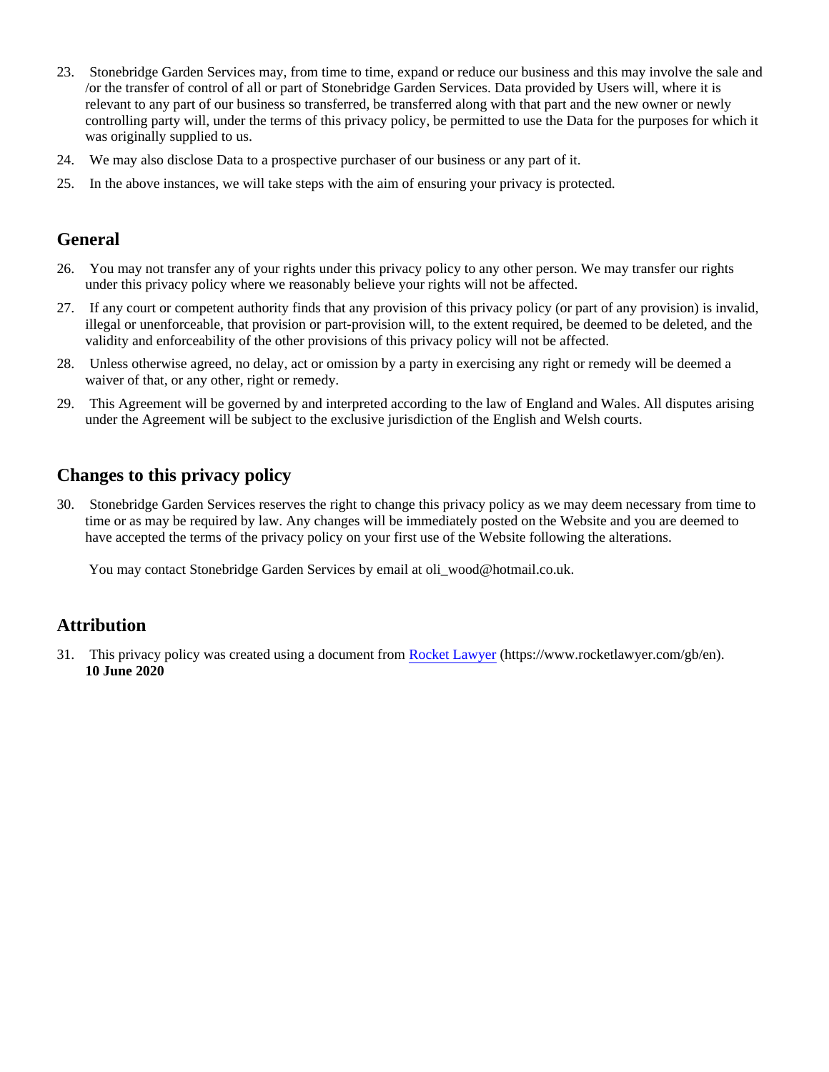23. Stonebridge Garden Services may, from time to time, expand or reduce our business and this may involve the sale and /or the transfer of control of all or part of Stonebridge Garden Services. Data provided by Users will, where it is relevant to any part of our business so transferred, be transferred along with that part and the new owner or newly controlling party will, under the terms of this privacy policy, be permitted to use the Data for the purposes for which it was originally supplied to us.
24. We may also disclose Data to a prospective purchaser of our business or any part of it.
25. In the above instances, we will take steps with the aim of ensuring your privacy is protected.

## General

26. You may not transfer any of your rights under this privacy policy to any other person. We may transfer our rights under this privacy policy where we reasonably believe your rights will not be affected.
27. If any court or competent authority finds that any provision of this privacy policy (or part of any provision) is invalid, illegal or unenforceable, that provision or part-provision will, to the extent required, be deemed to be deleted, and the validity and enforceability of the other provisions of this privacy policy will not be affected.
28. Unless otherwise agreed, no delay, act or omission by a party in exercising any right or remedy will be deemed a waiver of that, or any other, right or remedy.
29. This Agreement will be governed by and interpreted according to the law of England and Wales. All disputes arising under the Agreement will be subject to the exclusive jurisdiction of the English and Welsh courts.

## Changes to this privacy policy

30. Stonebridge Garden Services reserves the right to change this privacy policy as we may deem necessary from time to time or as may be required by law. Any changes will be immediately posted on the Website and you are deemed to have accepted the terms of the privacy policy on your first use of the Website following the alterations.

    You may contact Stonebridge Garden Services by email at oli_wood@hotmail.co.uk.

## Attribution

31. This privacy policy was created using a document from [Rocket Lawyer](https://www.rocketlawyer.com/gb/en) (https://www.rocketlawyer.com/gb/en).
    **10 June 2020**